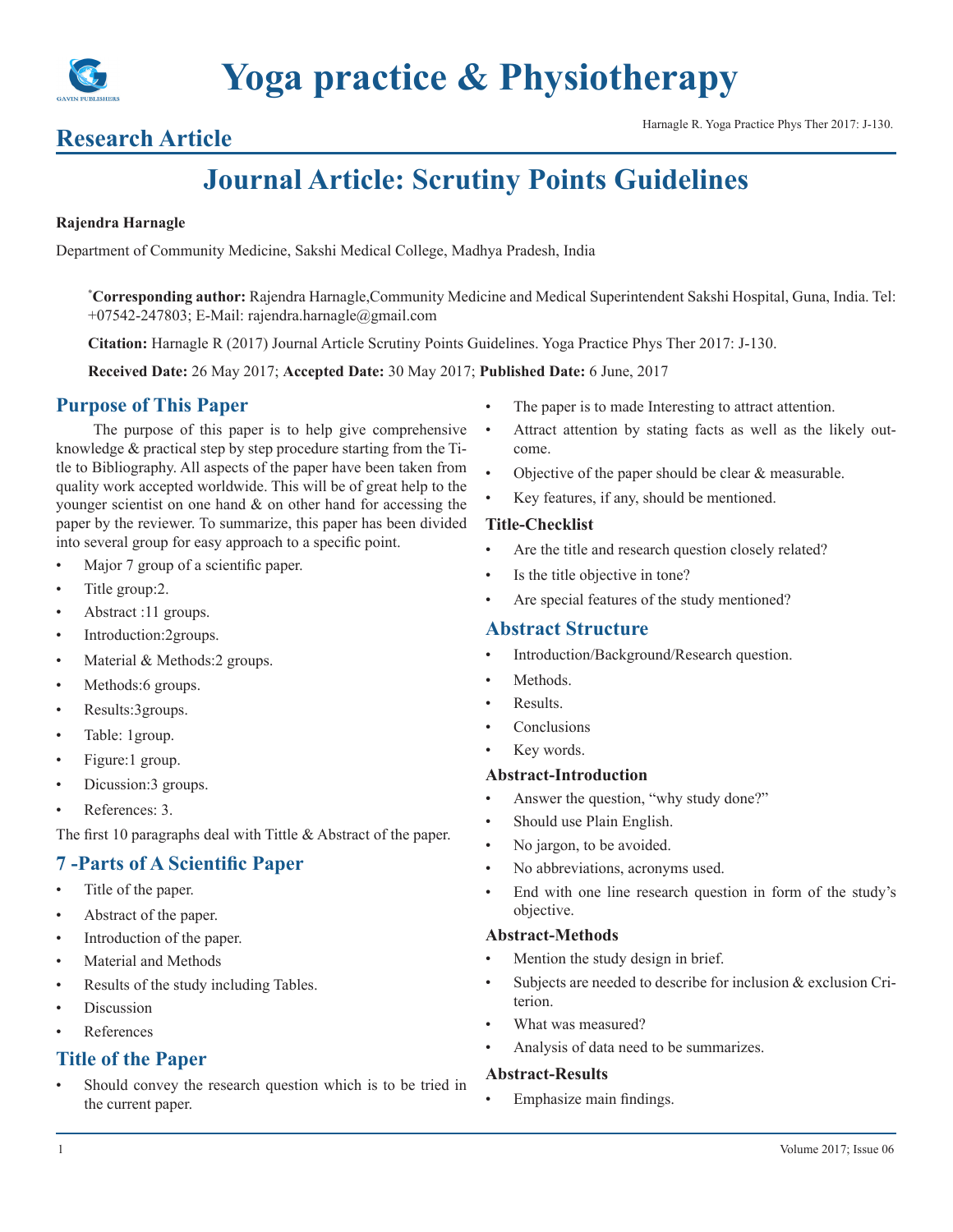## Research Article

# Journal Article: Scrutiny Points Guidelines

**Rajendra Harnagle**

Department of Community Medicine, Sakshi Medical College, Madhya Pradesh, India

***Corresponding author:** Rajendra Harnagle,Community Medicine and Medical Superintendent Sakshi Hospital, Guna, India. Tel: +07542-247803; E-Mail: rajendra.harnagle@gmail.com

**Citation:** Harnagle R (2017) Journal Article Scrutiny Points Guidelines. Yoga Practice Phys Ther 2017: J-130.

**Received Date:** 26 May 2017; **Accepted Date:** 30 May 2017; **Published Date:** 6 June, 2017

## Purpose of This Paper

The purpose of this paper is to help give comprehensive knowledge & practical step by step procedure starting from the Title to Bibliography. All aspects of the paper have been taken from quality work accepted worldwide. This will be of great help to the younger scientist on one hand & on other hand for accessing the paper by the reviewer. To summarize, this paper has been divided into several group for easy approach to a specific point.

- Major 7 group of a scientific paper.
- Title group:2.
- Abstract :11 groups.
- Introduction:2groups.
- Material & Methods:2 groups.
- Methods:6 groups.
- Results:3groups.
- Table: 1group.
- Figure:1 group.
- Dicussion:3 groups.
- References: 3.

The first 10 paragraphs deal with Tittle & Abstract of the paper.

## 7 -Parts of A Scientific Paper

- Title of the paper.
- Abstract of the paper.
- Introduction of the paper.
- Material and Methods
- Results of the study including Tables.
- Discussion
- References

## Title of the Paper

- Should convey the research question which is to be tried in the current paper.
- The paper is to made Interesting to attract attention.
- Attract attention by stating facts as well as the likely outcome.
- Objective of the paper should be clear & measurable.
- Key features, if any, should be mentioned.

### Title-Checklist

- Are the title and research question closely related?
- Is the title objective in tone?
- Are special features of the study mentioned?

## Abstract Structure

- Introduction/Background/Research question.
- Methods.
- Results.
- Conclusions
- Key words.

### Abstract-Introduction

- Answer the question, "why study done?"
- Should use Plain English.
- No jargon, to be avoided.
- No abbreviations, acronyms used.
- End with one line research question in form of the study's objective.

### Abstract-Methods

- Mention the study design in brief.
- Subjects are needed to describe for inclusion & exclusion Criterion.
- What was measured?
- Analysis of data need to be summarizes.

### Abstract-Results

- Emphasize main findings.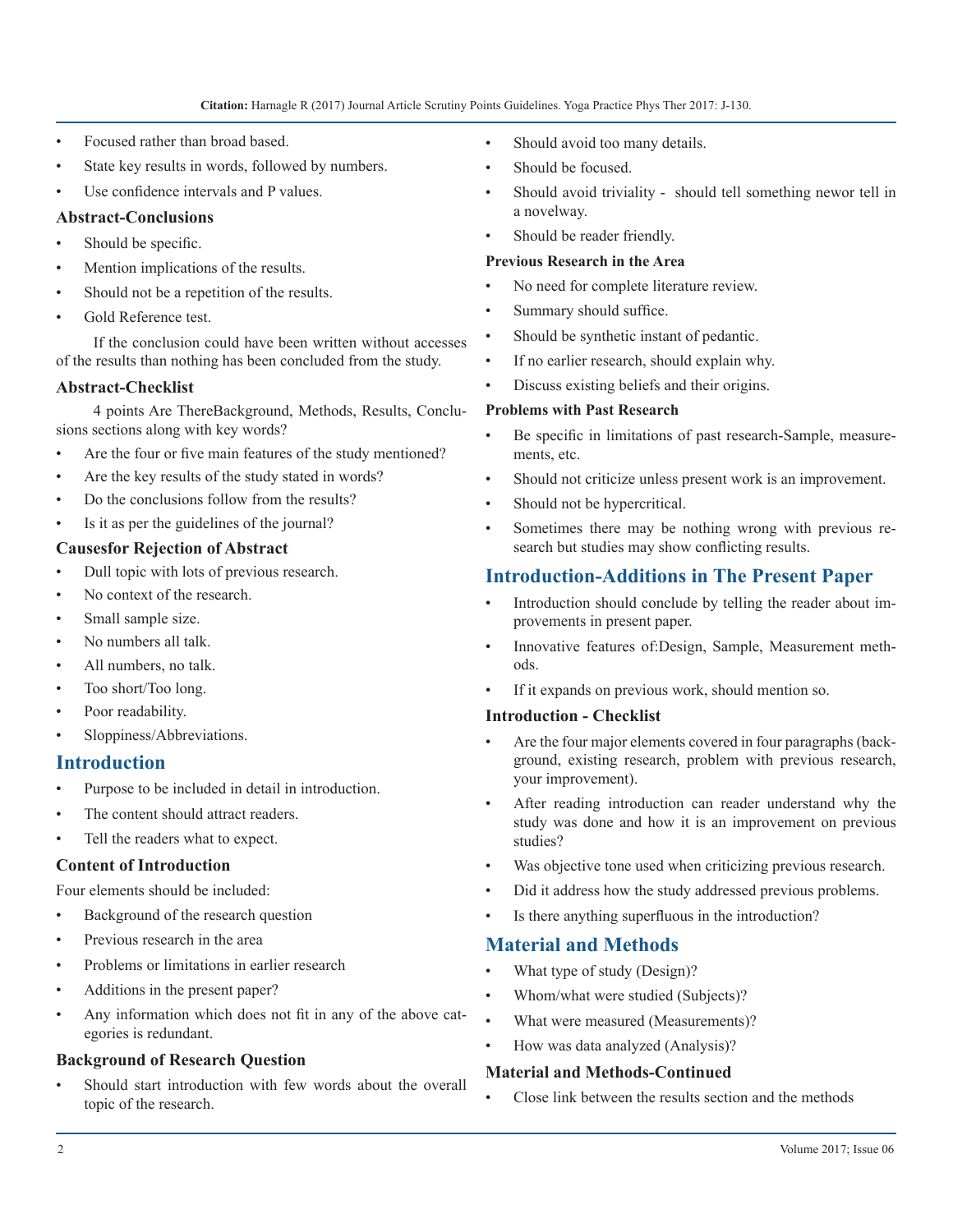- Focused rather than broad based.
- State key results in words, followed by numbers.
- Use confidence intervals and P values.

### Abstract-Conclusions

- Should be specific.
- Mention implications of the results.
- Should not be a repetition of the results.
- Gold Reference test.

If the conclusion could have been written without accesses of the results than nothing has been concluded from the study.

### Abstract-Checklist

4 points Are ThereBackground, Methods, Results, Conclusions sections along with key words?

- Are the four or five main features of the study mentioned?
- Are the key results of the study stated in words?
- Do the conclusions follow from the results?
- Is it as per the guidelines of the journal?

### Causesfor Rejection of Abstract

- Dull topic with lots of previous research.
- No context of the research.
- Small sample size.
- No numbers all talk.
- All numbers, no talk.
- Too short/Too long.
- Poor readability.
- Sloppiness/Abbreviations.

## Introduction

- Purpose to be included in detail in introduction.
- The content should attract readers.
- Tell the readers what to expect.

### Content of Introduction

Four elements should be included:

- Background of the research question
- Previous research in the area
- Problems or limitations in earlier research
- Additions in the present paper?
- Any information which does not fit in any of the above categories is redundant.

### Background of Research Question

- Should start introduction with few words about the overall topic of the research.
- Should avoid too many details.
- Should be focused.
- Should avoid triviality - should tell something newor tell in a novelway.
- Should be reader friendly.

### Previous Research in the Area

- No need for complete literature review.
- Summary should suffice.
- Should be synthetic instant of pedantic.
- If no earlier research, should explain why.
- Discuss existing beliefs and their origins.

### Problems with Past Research

- Be specific in limitations of past research-Sample, measurements, etc.
- Should not criticize unless present work is an improvement.
- Should not be hypercritical.
- Sometimes there may be nothing wrong with previous research but studies may show conflicting results.

## Introduction-Additions in The Present Paper

- Introduction should conclude by telling the reader about improvements in present paper.
- Innovative features of:Design, Sample, Measurement methods.
- If it expands on previous work, should mention so.

### Introduction - Checklist

- Are the four major elements covered in four paragraphs (background, existing research, problem with previous research, your improvement).
- After reading introduction can reader understand why the study was done and how it is an improvement on previous studies?
- Was objective tone used when criticizing previous research.
- Did it address how the study addressed previous problems.
- Is there anything superfluous in the introduction?

## Material and Methods

- What type of study (Design)?
- Whom/what were studied (Subjects)?
- What were measured (Measurements)?
- How was data analyzed (Analysis)?

### Material and Methods-Continued

- Close link between the results section and the methods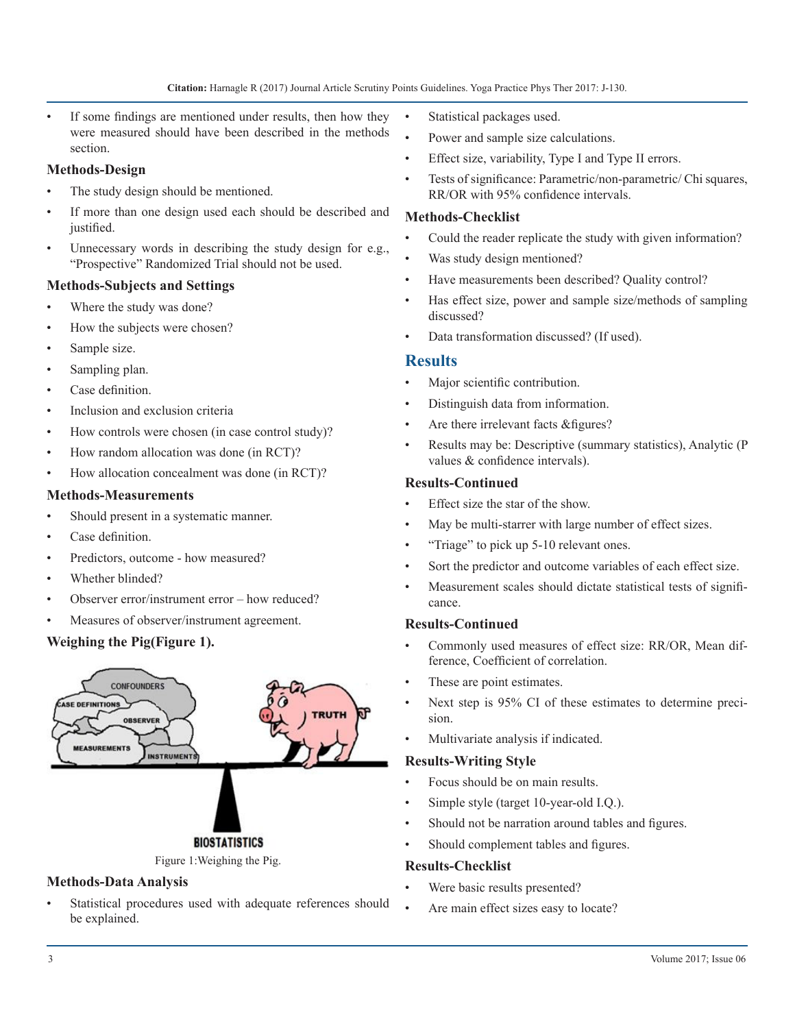- If some findings are mentioned under results, then how they were measured should have been described in the methods section.

### Methods-Design

- The study design should be mentioned.
- If more than one design used each should be described and justified.
- Unnecessary words in describing the study design for e.g., "Prospective" Randomized Trial should not be used.

### Methods-Subjects and Settings

- Where the study was done?
- How the subjects were chosen?
- Sample size.
- Sampling plan.
- Case definition.
- Inclusion and exclusion criteria
- How controls were chosen (in case control study)?
- How random allocation was done (in RCT)?
- How allocation concealment was done (in RCT)?

### Methods-Measurements

- Should present in a systematic manner.
- Case definition.
- Predictors, outcome - how measured?
- Whether blinded?
- Observer error/instrument error – how reduced?
- Measures of observer/instrument agreement.

### Weighing the Pig(Figure 1).

Figure 1:Weighing the Pig.

### Methods-Data Analysis

- Statistical procedures used with adequate references should be explained.
- Statistical packages used.
- Power and sample size calculations.
- Effect size, variability, Type I and Type II errors.
- Tests of significance: Parametric/non-parametric/ Chi squares, RR/OR with 95% confidence intervals.

### Methods-Checklist

- Could the reader replicate the study with given information?
- Was study design mentioned?
- Have measurements been described? Quality control?
- Has effect size, power and sample size/methods of sampling discussed?
- Data transformation discussed? (If used).

## Results

- Major scientific contribution.
- Distinguish data from information.
- Are there irrelevant facts &figures?
- Results may be: Descriptive (summary statistics), Analytic (P values & confidence intervals).

### Results-Continued

- Effect size the star of the show.
- May be multi-starrer with large number of effect sizes.
- "Triage" to pick up 5-10 relevant ones.
- Sort the predictor and outcome variables of each effect size.
- Measurement scales should dictate statistical tests of significance.

### Results-Continued

- Commonly used measures of effect size: RR/OR, Mean difference, Coefficient of correlation.
- These are point estimates.
- Next step is 95% CI of these estimates to determine precision.
- Multivariate analysis if indicated.

### Results-Writing Style

- Focus should be on main results.
- Simple style (target 10-year-old I.Q.).
- Should not be narration around tables and figures.
- Should complement tables and figures.

### Results-Checklist

- Were basic results presented?
- Are main effect sizes easy to locate?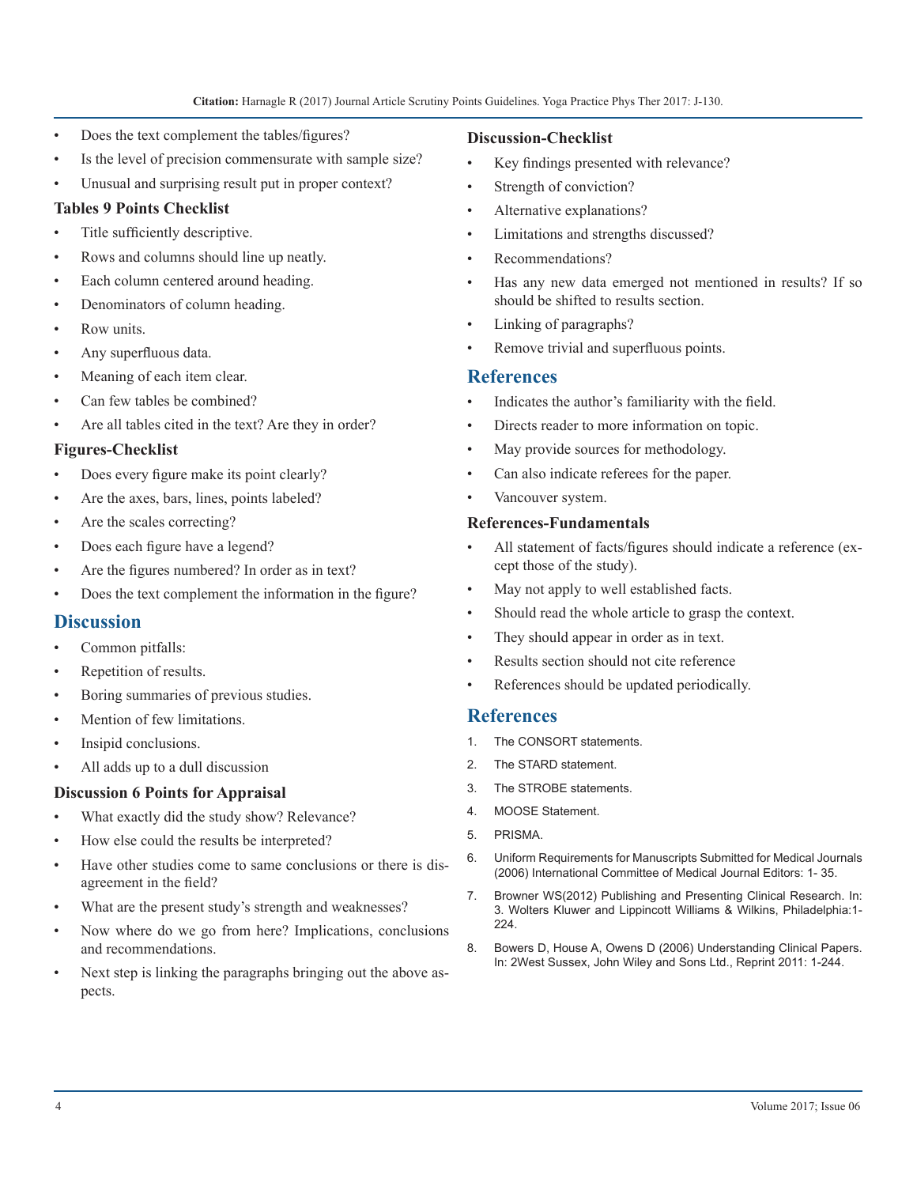- Does the text complement the tables/figures?
- Is the level of precision commensurate with sample size?
- Unusual and surprising result put in proper context?

### Tables 9 Points Checklist

- Title sufficiently descriptive.
- Rows and columns should line up neatly.
- Each column centered around heading.
- Denominators of column heading.
- Row units.
- Any superfluous data.
- Meaning of each item clear.
- Can few tables be combined?
- Are all tables cited in the text? Are they in order?

### Figures-Checklist

- Does every figure make its point clearly?
- Are the axes, bars, lines, points labeled?
- Are the scales correcting?
- Does each figure have a legend?
- Are the figures numbered? In order as in text?
- Does the text complement the information in the figure?

## Discussion

- Common pitfalls:
- Repetition of results.
- Boring summaries of previous studies.
- Mention of few limitations.
- Insipid conclusions.
- All adds up to a dull discussion

### Discussion 6 Points for Appraisal

- What exactly did the study show? Relevance?
- How else could the results be interpreted?
- Have other studies come to same conclusions or there is disagreement in the field?
- What are the present study's strength and weaknesses?
- Now where do we go from here? Implications, conclusions and recommendations.
- Next step is linking the paragraphs bringing out the above aspects.

### Discussion-Checklist

- Key findings presented with relevance?
- Strength of conviction?
- Alternative explanations?
- Limitations and strengths discussed?
- Recommendations?
- Has any new data emerged not mentioned in results? If so should be shifted to results section.
- Linking of paragraphs?
- Remove trivial and superfluous points.

## References

- Indicates the author's familiarity with the field.
- Directs reader to more information on topic.
- May provide sources for methodology.
- Can also indicate referees for the paper.
- Vancouver system.

### References-Fundamentals

- All statement of facts/figures should indicate a reference (except those of the study).
- May not apply to well established facts.
- Should read the whole article to grasp the context.
- They should appear in order as in text.
- Results section should not cite reference
- References should be updated periodically.

## References

1. The CONSORT statements.
2. The STARD statement.
3. The STROBE statements.
4. MOOSE Statement.
5. PRISMA.
6. Uniform Requirements for Manuscripts Submitted for Medical Journals (2006) International Committee of Medical Journal Editors: 1- 35.
7. Browner WS(2012) Publishing and Presenting Clinical Research. In: 3. Wolters Kluwer and Lippincott Williams & Wilkins, Philadelphia:1-224.
8. Bowers D, House A, Owens D (2006) Understanding Clinical Papers. In: 2West Sussex, John Wiley and Sons Ltd., Reprint 2011: 1-244.